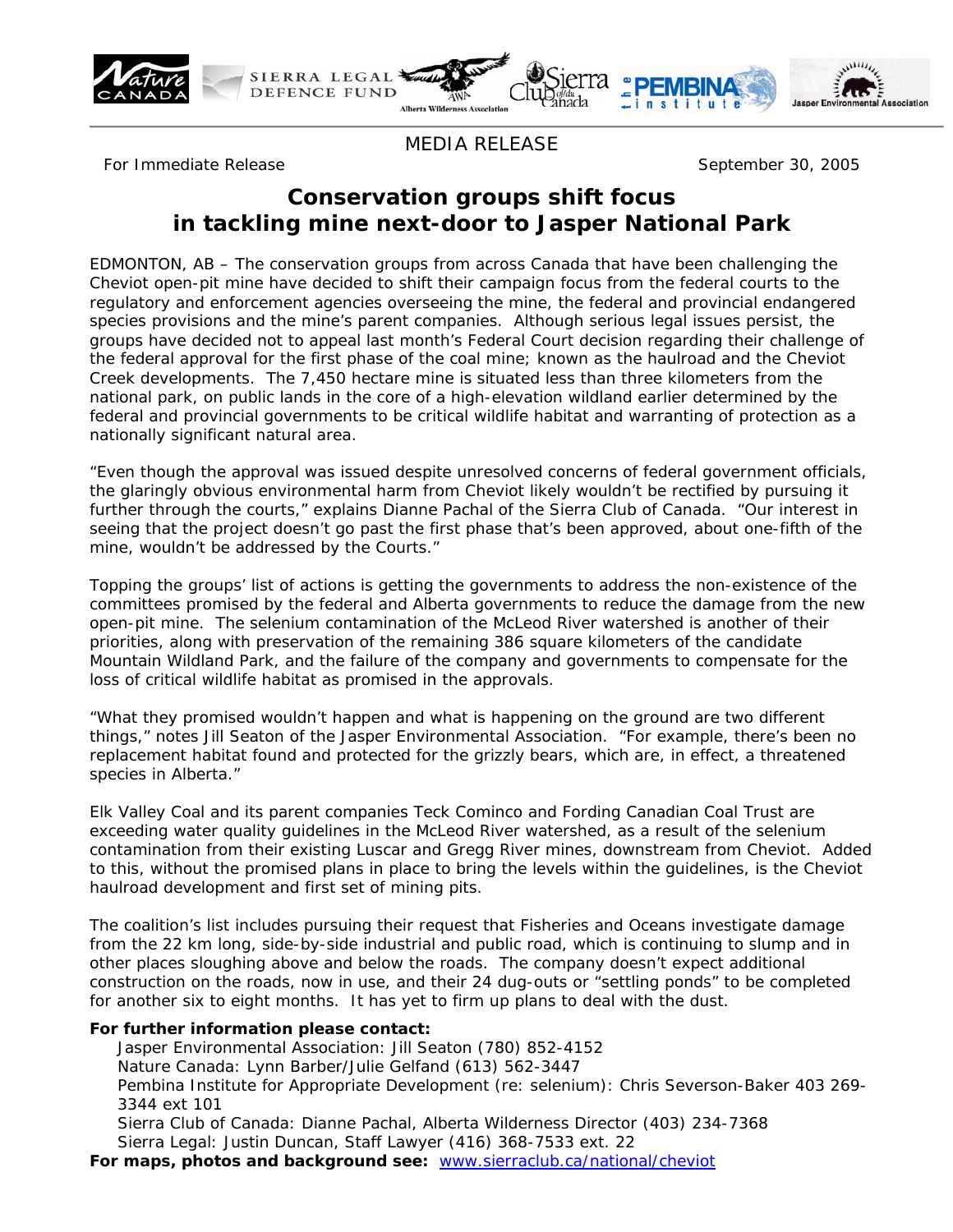MEDIA RELEASE

For Immediate Release September 30, 2005

# Conservation groups shift focus in tackling mine next-door to Jasper National Park

EDMONTON, AB – The conservation groups from across Canada that have been challenging the Cheviot open-pit mine have decided to shift their campaign focus from the federal courts to the regulatory and enforcement agencies overseeing the mine, the federal and provincial endangered species provisions and the mine's parent companies. Although serious legal issues persist, the groups have decided not to appeal last month's Federal Court decision regarding their challenge of the federal approval for the first phase of the coal mine; known as the haulroad and the Cheviot Creek developments. The 7,450 hectare mine is situated less than three kilometers from the national park, on public lands in the core of a high-elevation wildland earlier determined by the federal and provincial governments to be critical wildlife habitat and warranting of protection as a nationally significant natural area.

"Even though the approval was issued despite unresolved concerns of federal government officials, the glaringly obvious environmental harm from Cheviot likely wouldn't be rectified by pursuing it further through the courts," explains Dianne Pachal of the Sierra Club of Canada. "Our interest in seeing that the project doesn't go past the first phase that's been approved, about one-fifth of the mine, wouldn't be addressed by the Courts."

Topping the groups' list of actions is getting the governments to address the non-existence of the committees promised by the federal and Alberta governments to reduce the damage from the new open-pit mine. The selenium contamination of the McLeod River watershed is another of their priorities, along with preservation of the remaining 386 square kilometers of the candidate Mountain Wildland Park, and the failure of the company and governments to compensate for the loss of critical wildlife habitat as promised in the approvals.

"What they promised wouldn't happen and what is happening on the ground are two different things," notes Jill Seaton of the Jasper Environmental Association. "For example, there's been no replacement habitat found and protected for the grizzly bears, which are, in effect, a threatened species in Alberta."

Elk Valley Coal and its parent companies Teck Cominco and Fording Canadian Coal Trust are exceeding water quality guidelines in the McLeod River watershed, as a result of the selenium contamination from their existing Luscar and Gregg River mines, downstream from Cheviot. Added to this, without the promised plans in place to bring the levels within the guidelines, is the Cheviot haulroad development and first set of mining pits.

The coalition's list includes pursuing their request that Fisheries and Oceans investigate damage from the 22 km long, side-by-side industrial and public road, which is continuing to slump and in other places sloughing above and below the roads. The company doesn't expect additional construction on the roads, now in use, and their 24 dug-outs or "settling ponds" to be completed for another six to eight months. It has yet to firm up plans to deal with the dust.

**For further information please contact:**

Jasper Environmental Association: Jill Seaton (780) 852-4152
Nature Canada: Lynn Barber/Julie Gelfand (613) 562-3447
Pembina Institute for Appropriate Development (re: selenium): Chris Severson-Baker 403 269-3344 ext 101
Sierra Club of Canada: Dianne Pachal, Alberta Wilderness Director (403) 234-7368
Sierra Legal: Justin Duncan, Staff Lawyer (416) 368-7533 ext. 22

**For maps, photos and background see:** www.sierraclub.ca/national/cheviot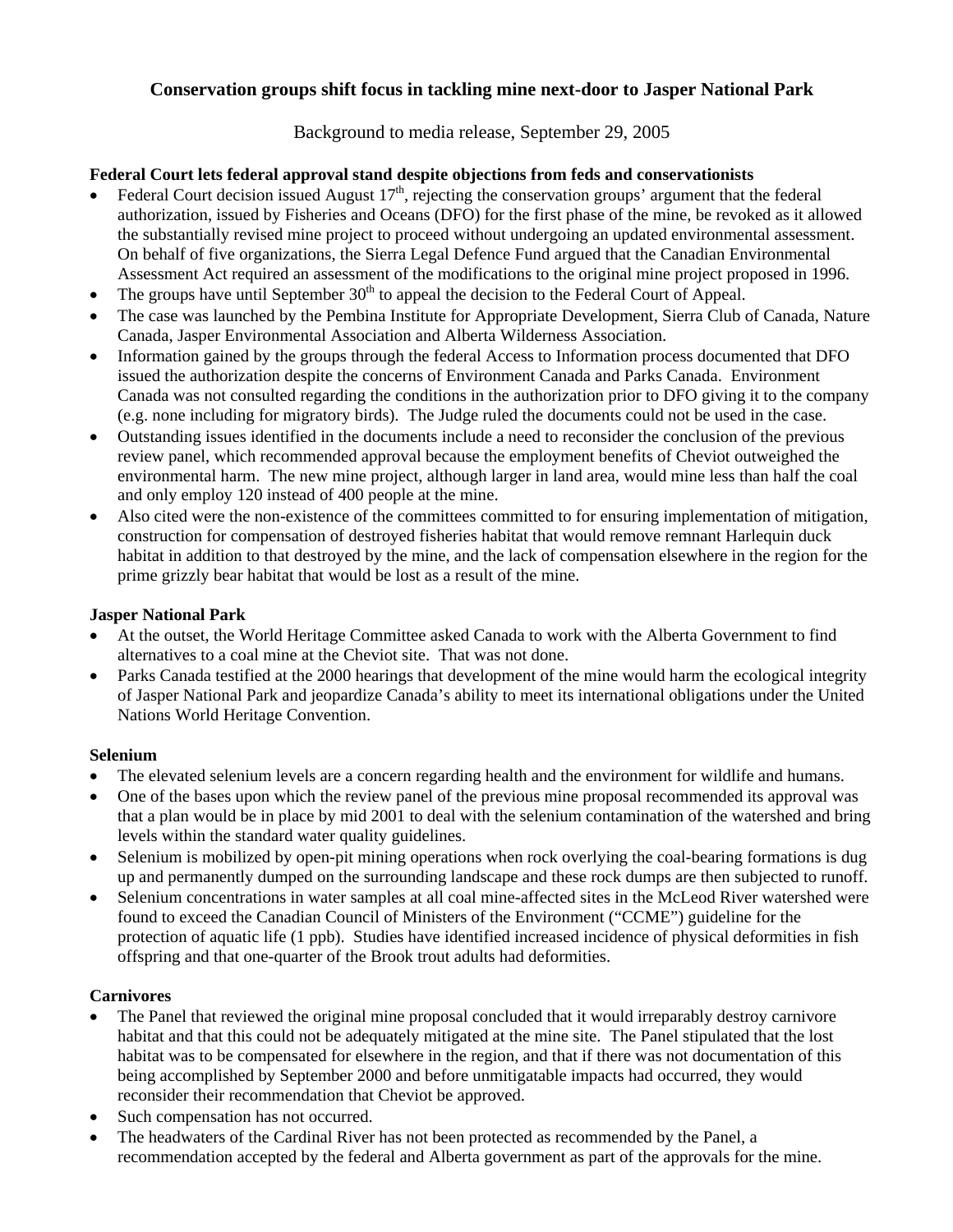# Conservation groups shift focus in tackling mine next-door to Jasper National Park

Background to media release, September 29, 2005

**Federal Court lets federal approval stand despite objections from feds and conservationists**

- Federal Court decision issued August 17th, rejecting the conservation groups' argument that the federal authorization, issued by Fisheries and Oceans (DFO) for the first phase of the mine, be revoked as it allowed the substantially revised mine project to proceed without undergoing an updated environmental assessment. On behalf of five organizations, the Sierra Legal Defence Fund argued that the Canadian Environmental Assessment Act required an assessment of the modifications to the original mine project proposed in 1996.
- The groups have until September 30th to appeal the decision to the Federal Court of Appeal.
- The case was launched by the Pembina Institute for Appropriate Development, Sierra Club of Canada, Nature Canada, Jasper Environmental Association and Alberta Wilderness Association.
- Information gained by the groups through the federal Access to Information process documented that DFO issued the authorization despite the concerns of Environment Canada and Parks Canada. Environment Canada was not consulted regarding the conditions in the authorization prior to DFO giving it to the company (e.g. none including for migratory birds). The Judge ruled the documents could not be used in the case.
- Outstanding issues identified in the documents include a need to reconsider the conclusion of the previous review panel, which recommended approval because the employment benefits of Cheviot outweighed the environmental harm. The new mine project, although larger in land area, would mine less than half the coal and only employ 120 instead of 400 people at the mine.
- Also cited were the non-existence of the committees committed to for ensuring implementation of mitigation, construction for compensation of destroyed fisheries habitat that would remove remnant Harlequin duck habitat in addition to that destroyed by the mine, and the lack of compensation elsewhere in the region for the prime grizzly bear habitat that would be lost as a result of the mine.

**Jasper National Park**

- At the outset, the World Heritage Committee asked Canada to work with the Alberta Government to find alternatives to a coal mine at the Cheviot site. That was not done.
- Parks Canada testified at the 2000 hearings that development of the mine would harm the ecological integrity of Jasper National Park and jeopardize Canada's ability to meet its international obligations under the United Nations World Heritage Convention.

**Selenium**

- The elevated selenium levels are a concern regarding health and the environment for wildlife and humans.
- One of the bases upon which the review panel of the previous mine proposal recommended its approval was that a plan would be in place by mid 2001 to deal with the selenium contamination of the watershed and bring levels within the standard water quality guidelines.
- Selenium is mobilized by open-pit mining operations when rock overlying the coal-bearing formations is dug up and permanently dumped on the surrounding landscape and these rock dumps are then subjected to runoff.
- Selenium concentrations in water samples at all coal mine-affected sites in the McLeod River watershed were found to exceed the Canadian Council of Ministers of the Environment ("CCME") guideline for the protection of aquatic life (1 ppb). Studies have identified increased incidence of physical deformities in fish offspring and that one-quarter of the Brook trout adults had deformities.

**Carnivores**

- The Panel that reviewed the original mine proposal concluded that it would irreparably destroy carnivore habitat and that this could not be adequately mitigated at the mine site. The Panel stipulated that the lost habitat was to be compensated for elsewhere in the region, and that if there was not documentation of this being accomplished by September 2000 and before unmitigatable impacts had occurred, they would reconsider their recommendation that Cheviot be approved.
- Such compensation has not occurred.
- The headwaters of the Cardinal River has not been protected as recommended by the Panel, a recommendation accepted by the federal and Alberta government as part of the approvals for the mine.